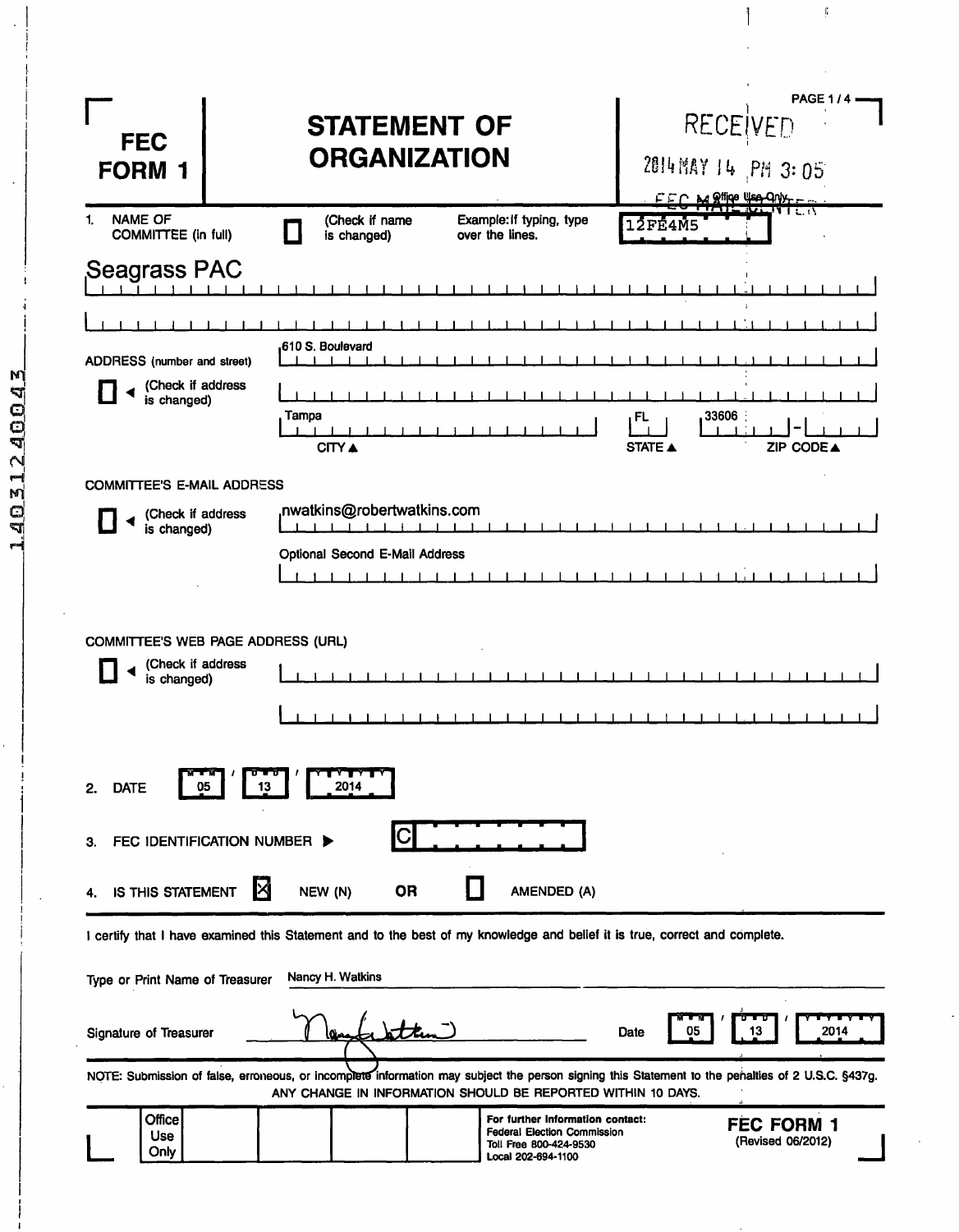# FEC FORM 1

# STATEMENT OF ORGANIZATION

RECEIVED
2014 MAY 14 PM 3:05
FEC MAIL CENTER

Office Use Only
12FE4M5

1. NAME OF COMMITTEE (in full) ☐ (Check if name is changed) Example: If typing, type over the lines.

Seagrass PAC

ADDRESS (number and street) ☐ (Check if address is changed)

610 S. Boulevard

| CITY | STATE | ZIP CODE |
|---|---|---|
| Tampa | FL | 33606 |

COMMITTEE'S E-MAIL ADDRESS ☐ (Check if address is changed)

nwatkins@robertwatkins.com

Optional Second E-Mail Address

COMMITTEE'S WEB PAGE ADDRESS (URL) ☐ (Check if address is changed)

2. DATE 05 / 13 / 2014

3. FEC IDENTIFICATION NUMBER ▶ C

4. IS THIS STATEMENT ☒ NEW (N) OR ☐ AMENDED (A)

I certify that I have examined this Statement and to the best of my knowledge and belief it is true, correct and complete.

Type or Print Name of Treasurer: Nancy H. Watkins

Signature of Treasurer: [signature] Date 05 / 13 / 2014

NOTE: Submission of false, erroneous, or incomplete information may subject the person signing this Statement to the penalties of 2 U.S.C. §437g.
ANY CHANGE IN INFORMATION SHOULD BE REPORTED WITHIN 10 DAYS.

Office Use Only

For further information contact:
Federal Election Commission
Toll Free 800-424-9530
Local 202-694-1100

FEC FORM 1 (Revised 06/2012)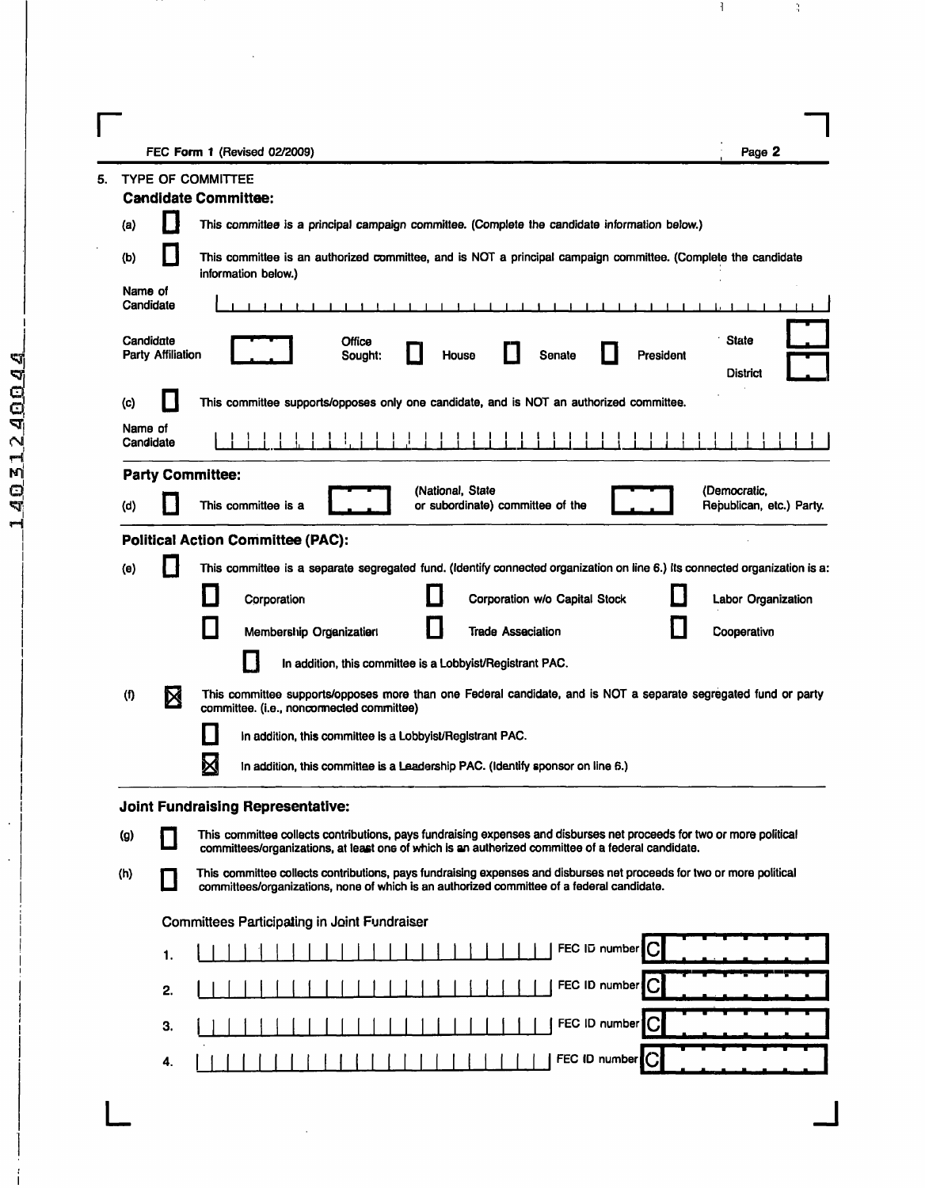FEC Form 1 (Revised 02/2009)

5. TYPE OF COMMITTEE

**Candidate Committee:**

(a) ☐ This committee is a principal campaign committee. (Complete the candidate information below.)

(b) ☐ This committee is an authorized committee, and is NOT a principal campaign committee. (Complete the candidate information below.)

Name of Candidate

Candidate Party Affiliation — Office Sought: ☐ House ☐ Senate ☐ President — State — District

(c) ☐ This committee supports/opposes only one candidate, and is NOT an authorized committee.

Name of Candidate

**Party Committee:**

(d) ☐ This committee is a (National, State or subordinate) committee of the (Democratic, Republican, etc.) Party.

**Political Action Committee (PAC):**

(e) ☐ This committee is a separate segregated fund. (Identify connected organization on line 6.) Its connected organization is a:

☐ Corporation ☐ Corporation w/o Capital Stock ☐ Labor Organization

☐ Membership Organization ☐ Trade Association ☐ Cooperative

☐ In addition, this committee is a Lobbyist/Registrant PAC.

(f) ☒ This committee supports/opposes more than one Federal candidate, and is NOT a separate segregated fund or party committee. (i.e., nonconnected committee)

☐ In addition, this committee is a Lobbyist/Registrant PAC.

☒ In addition, this committee is a Leadership PAC. (Identify sponsor on line 6.)

**Joint Fundraising Representative:**

(g) ☐ This committee collects contributions, pays fundraising expenses and disburses net proceeds for two or more political committees/organizations, at least one of which is an authorized committee of a federal candidate.

(h) ☐ This committee collects contributions, pays fundraising expenses and disburses net proceeds for two or more political committees/organizations, none of which is an authorized committee of a federal candidate.

Committees Participating in Joint Fundraiser

1. FEC ID number C

2. FEC ID number C

3. FEC ID number C

4. FEC ID number C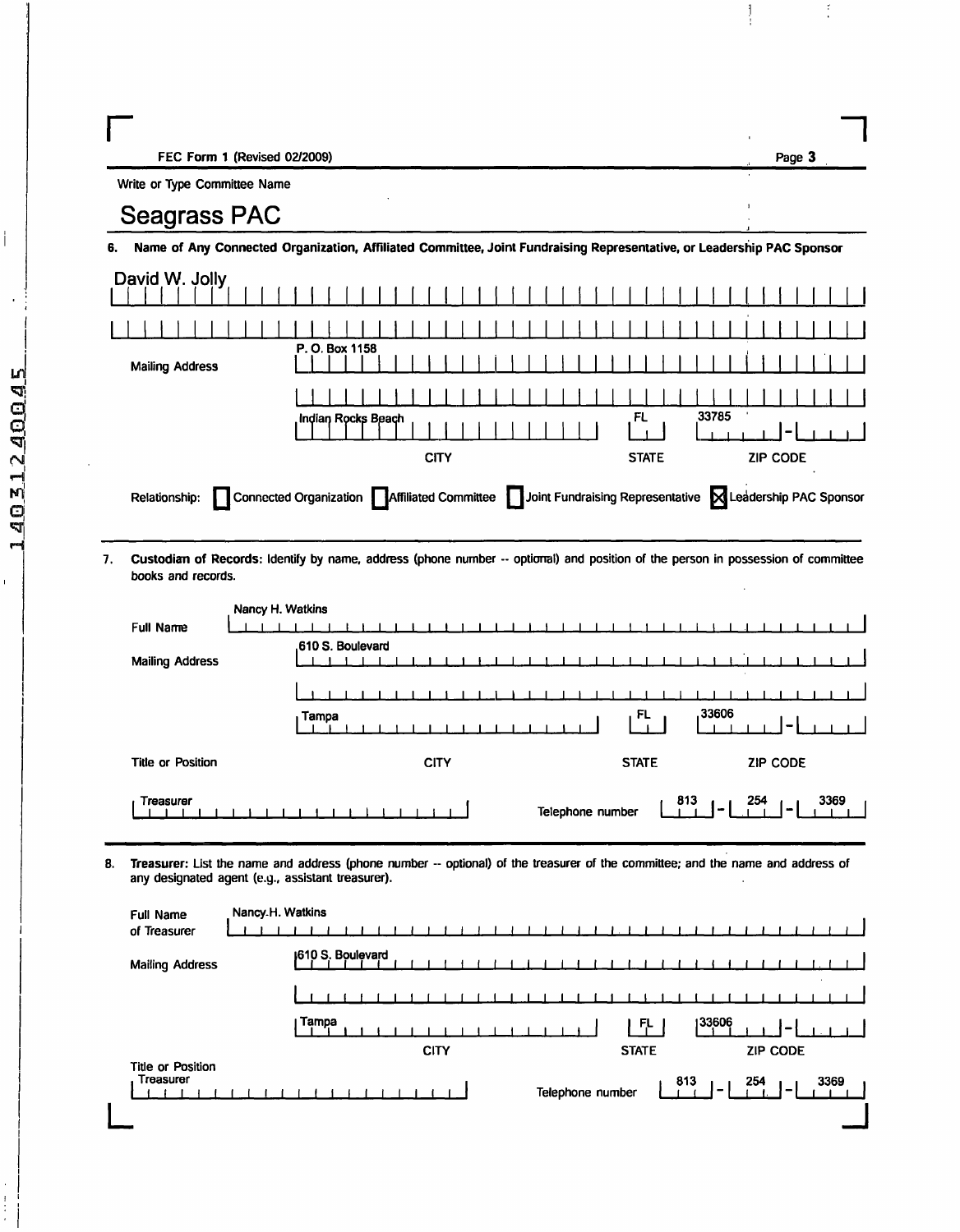FEC Form 1 (Revised 02/2009)

Write or Type Committee Name

**Seagrass PAC**

**6. Name of Any Connected Organization, Affiliated Committee, Joint Fundraising Representative, or Leadership PAC Sponsor**

David W. Jolly

Mailing Address: P. O. Box 1158

Indian Rocks Beach | FL | 33785

CITY | STATE | ZIP CODE

Relationship: ☐ Connected Organization ☐ Affiliated Committee ☐ Joint Fundraising Representative ☒ Leadership PAC Sponsor

**7. Custodian of Records:** Identify by name, address (phone number -- optional) and position of the person in possession of committee books and records.

Full Name: Nancy H. Watkins

Mailing Address: 610 S. Boulevard

Tampa | FL | 33606

CITY | STATE | ZIP CODE

Title or Position: Treasurer

Telephone number: 813 - 254 - 3369

**8. Treasurer:** List the name and address (phone number -- optional) of the treasurer of the committee; and the name and address of any designated agent (e.g., assistant treasurer).

Full Name of Treasurer: Nancy.H. Watkins

Mailing Address: 610 S. Boulevard

Tampa | FL | 33606

CITY | STATE | ZIP CODE

Title or Position: Treasurer

Telephone number: 813 - 254 - 3369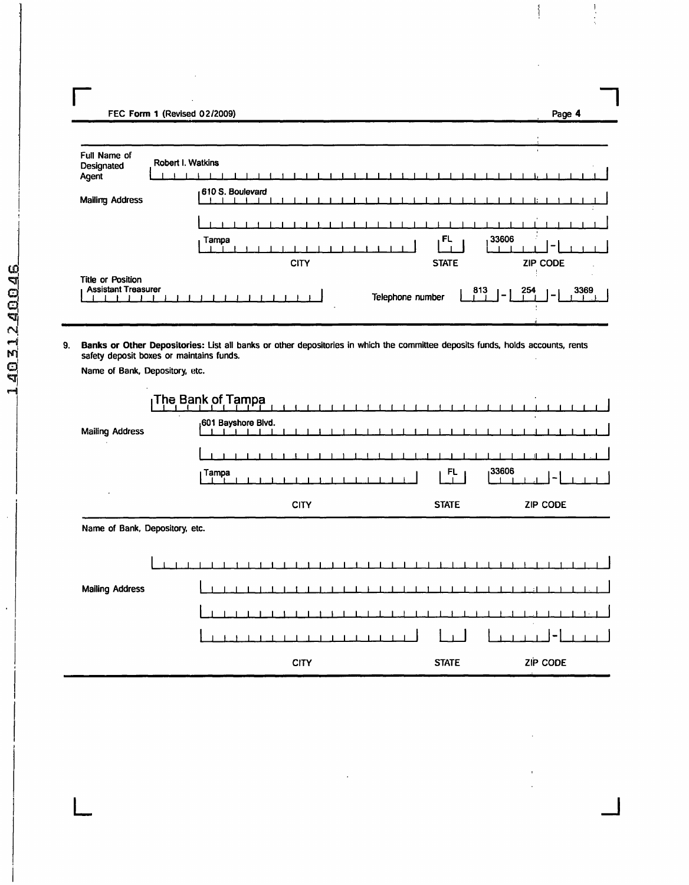FEC Form 1 (Revised 02/2009)

**Full Name of Designated Agent:** Robert I. Watkins

**Mailing Address:** 610 S. Boulevard

| CITY | STATE | ZIP CODE |
|---|---|---|
| Tampa | FL | 33606 |

**Title or Position:** Assistant Treasurer

**Telephone number:** 813 - 254 - 3369

---

9. **Banks or Other Depositories:** List all banks or other depositories in which the committee deposits funds, holds accounts, rents safety deposit boxes or maintains funds.

Name of Bank, Depository, etc.

The Bank of Tampa

**Mailing Address:** 601 Bayshore Blvd.

| CITY | STATE | ZIP CODE |
|---|---|---|
| Tampa | FL | 33606 |

Name of Bank, Depository, etc.

**Mailing Address:**

| CITY | STATE | ZIP CODE |
|---|---|---|
| | | |

14031240046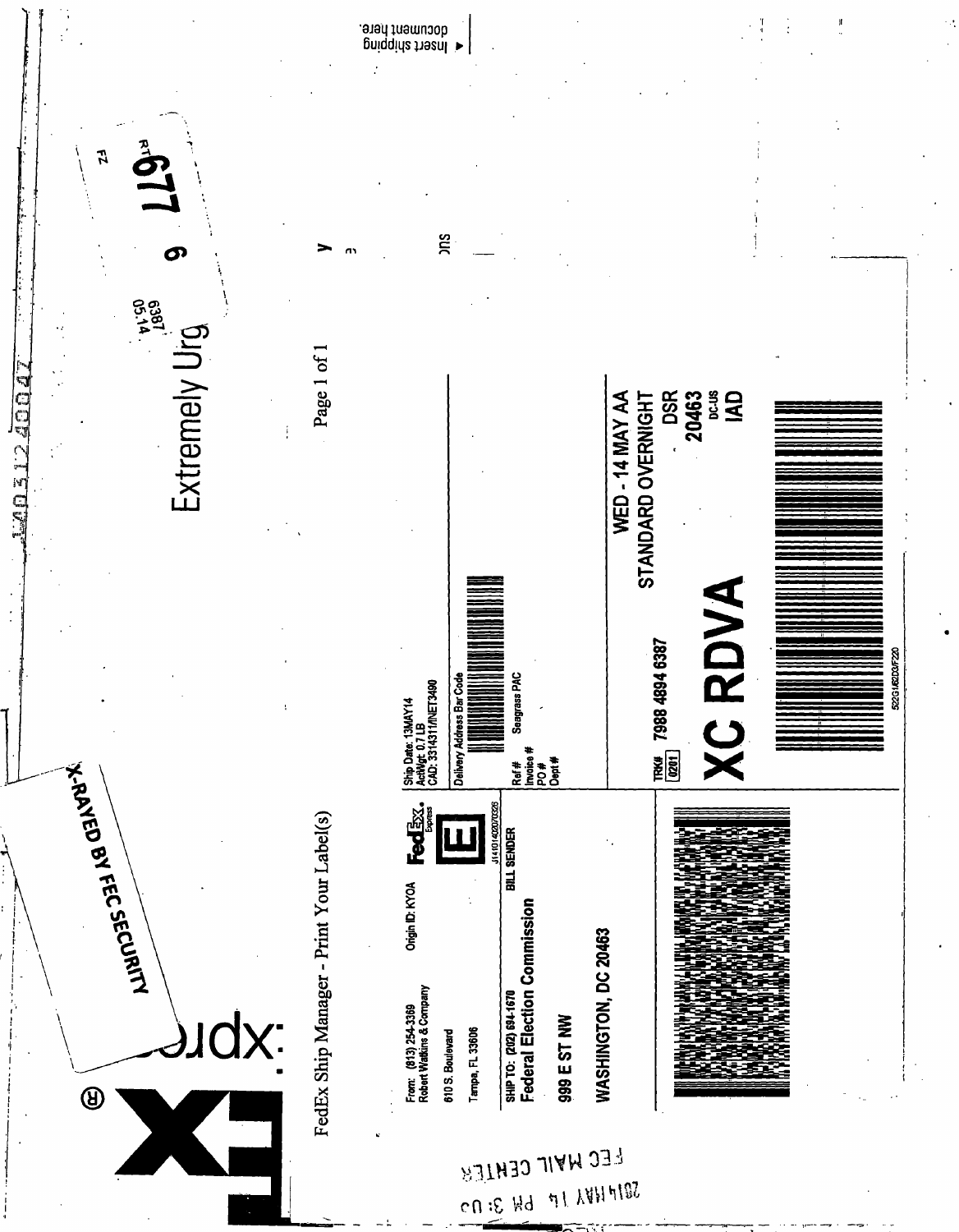FedEx Ship Manager - Print Your Label(s)

Extremely Urg

X-RAYED BY FEC SECURITY

FEC MAIL CENTER

2014 MAY 14 PM 3:03

RT 677 6

FZ

6387
05.14

From: (813) 254-3369
Robert Watkins & Company

610 S. Boulevard

Tampa, FL 33606

Origin ID: KYOA

FedEx Express

E

J141014020702G

SHIP TO: (202) 694-1670 BILL SENDER

Federal Election Commission

999 E ST NW

WASHINGTON, DC 20463

Ship Date: 13MAY14
ActWgt: 0.7 LB
CAD: 3314311/INET3490

Delivery Address Bar Code

Ref # Seagrass PAC
Invoice #
PO #
Dept #

TRK# 0201 7988 4894 6387

WED - 14 MAY AA
STANDARD OVERNIGHT

DSR
20463
DC-US
IAD

XC RDVA

522G1/62D3/F220

Insert shipping document here.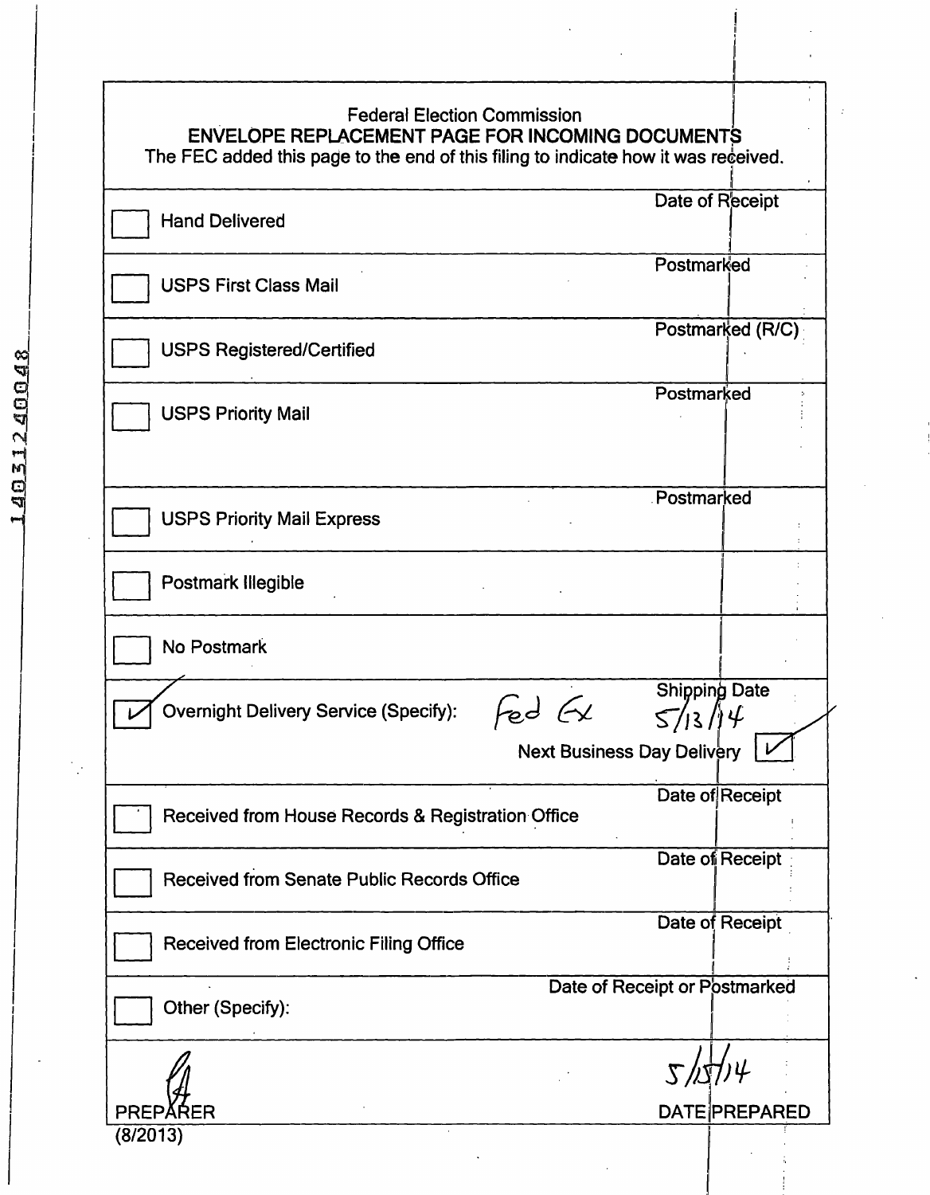Federal Election Commission

**ENVELOPE REPLACEMENT PAGE FOR INCOMING DOCUMENTS**

The FEC added this page to the end of this filing to indicate how it was received.

| | | |
|---|---|---|
| ☐ | Hand Delivered | Date of Receipt |
| ☐ | USPS First Class Mail | Postmarked |
| ☐ | USPS Registered/Certified | Postmarked (R/C) |
| ☐ | USPS Priority Mail | Postmarked |
| ☐ | USPS Priority Mail Express | Postmarked |
| ☐ | Postmark Illegible | |
| ☐ | No Postmark | |
| ☑ | Overnight Delivery Service (Specify): Fed Ex | Shipping Date 5/13/14<br>Next Business Day Delivery ☑ |
| ☐ | Received from House Records & Registration Office | Date of Receipt |
| ☐ | Received from Senate Public Records Office | Date of Receipt |
| ☐ | Received from Electronic Filing Office | Date of Receipt |
| ☐ | Other (Specify): | Date of Receipt or Postmarked |

PREPARER

DATE PREPARED 5/15/14

(8/2013)

14031240048